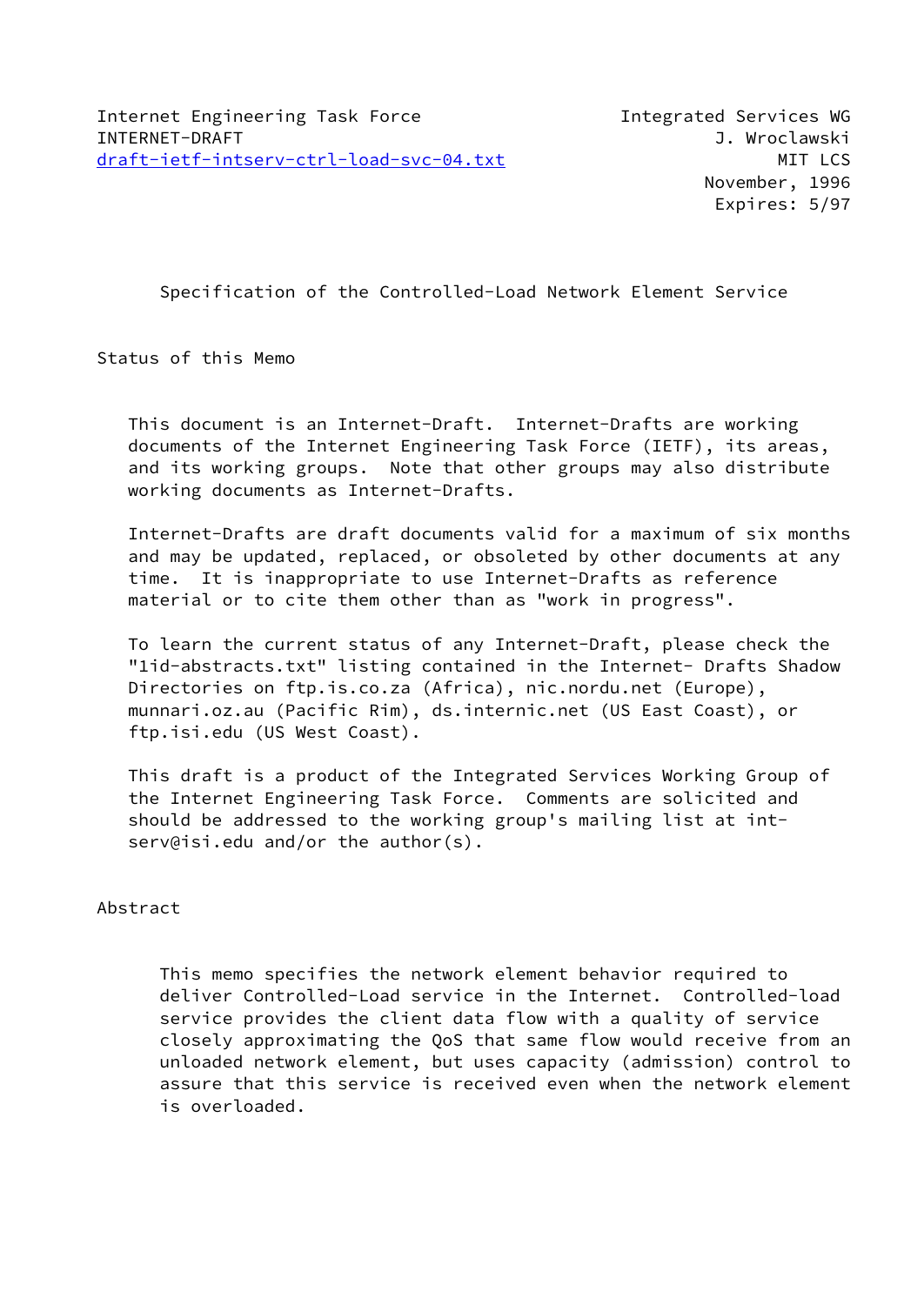Internet Engineering Task Force                    Integrated Services WG
INTERNET-DRAFT                                              J. Wroclawski
draft-ietf-intserv-ctrl-load-svc-04.txt                           MIT LCS
                                                           November, 1996
                                                            Expires: 5/97

# Specification of the Controlled-Load Network Element Service

## Status of this Memo

This document is an Internet-Draft. Internet-Drafts are working documents of the Internet Engineering Task Force (IETF), its areas, and its working groups. Note that other groups may also distribute working documents as Internet-Drafts.

Internet-Drafts are draft documents valid for a maximum of six months and may be updated, replaced, or obsoleted by other documents at any time. It is inappropriate to use Internet-Drafts as reference material or to cite them other than as "work in progress".

To learn the current status of any Internet-Draft, please check the "1id-abstracts.txt" listing contained in the Internet- Drafts Shadow Directories on ftp.is.co.za (Africa), nic.nordu.net (Europe), munnari.oz.au (Pacific Rim), ds.internic.net (US East Coast), or ftp.isi.edu (US West Coast).

This draft is a product of the Integrated Services Working Group of the Internet Engineering Task Force. Comments are solicited and should be addressed to the working group's mailing list at int-serv@isi.edu and/or the author(s).

## Abstract

This memo specifies the network element behavior required to deliver Controlled-Load service in the Internet. Controlled-load service provides the client data flow with a quality of service closely approximating the QoS that same flow would receive from an unloaded network element, but uses capacity (admission) control to assure that this service is received even when the network element is overloaded.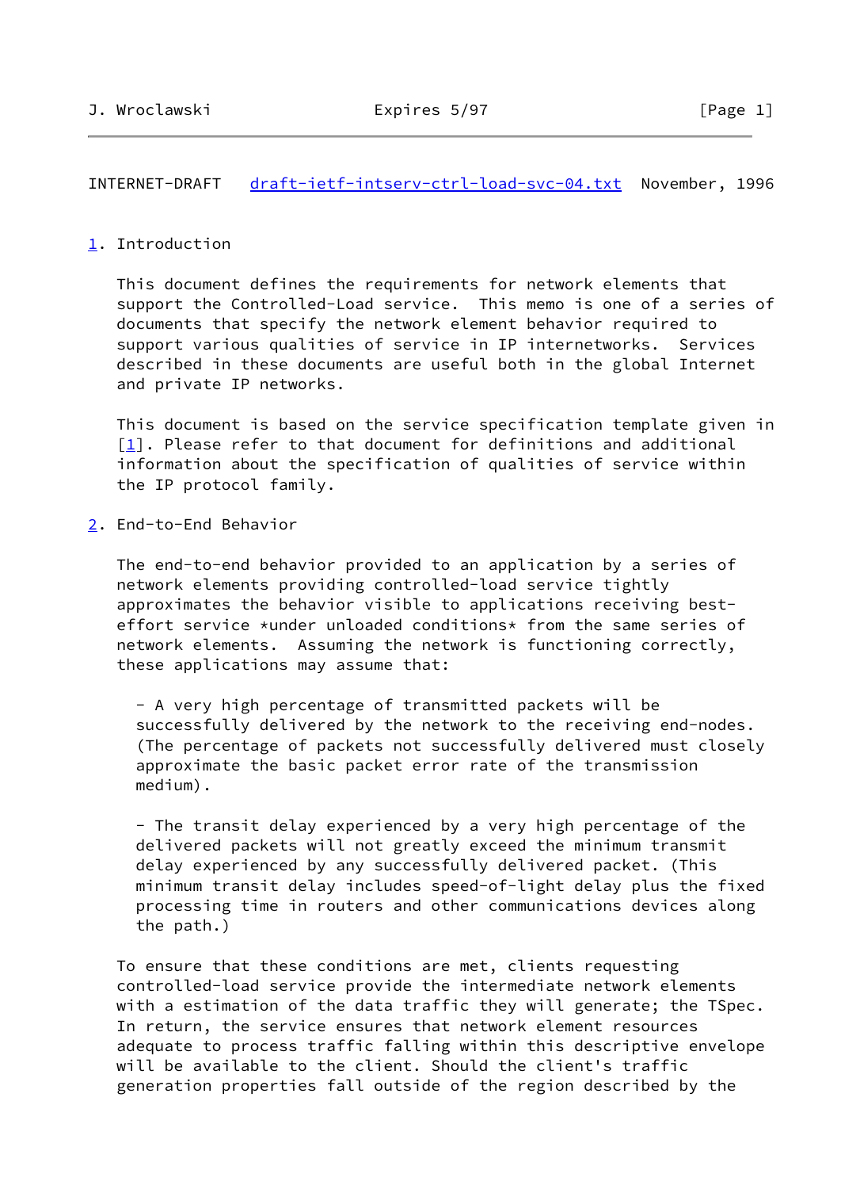## 1. Introduction

This document defines the requirements for network elements that support the Controlled-Load service. This memo is one of a series of documents that specify the network element behavior required to support various qualities of service in IP internetworks. Services described in these documents are useful both in the global Internet and private IP networks.

This document is based on the service specification template given in [1]. Please refer to that document for definitions and additional information about the specification of qualities of service within the IP protocol family.

## 2. End-to-End Behavior

The end-to-end behavior provided to an application by a series of network elements providing controlled-load service tightly approximates the behavior visible to applications receiving best-effort service *under unloaded conditions* from the same series of network elements. Assuming the network is functioning correctly, these applications may assume that:

- A very high percentage of transmitted packets will be successfully delivered by the network to the receiving end-nodes. (The percentage of packets not successfully delivered must closely approximate the basic packet error rate of the transmission medium).

- The transit delay experienced by a very high percentage of the delivered packets will not greatly exceed the minimum transmit delay experienced by any successfully delivered packet. (This minimum transit delay includes speed-of-light delay plus the fixed processing time in routers and other communications devices along the path.)

To ensure that these conditions are met, clients requesting controlled-load service provide the intermediate network elements with a estimation of the data traffic they will generate; the TSpec. In return, the service ensures that network element resources adequate to process traffic falling within this descriptive envelope will be available to the client. Should the client's traffic generation properties fall outside of the region described by the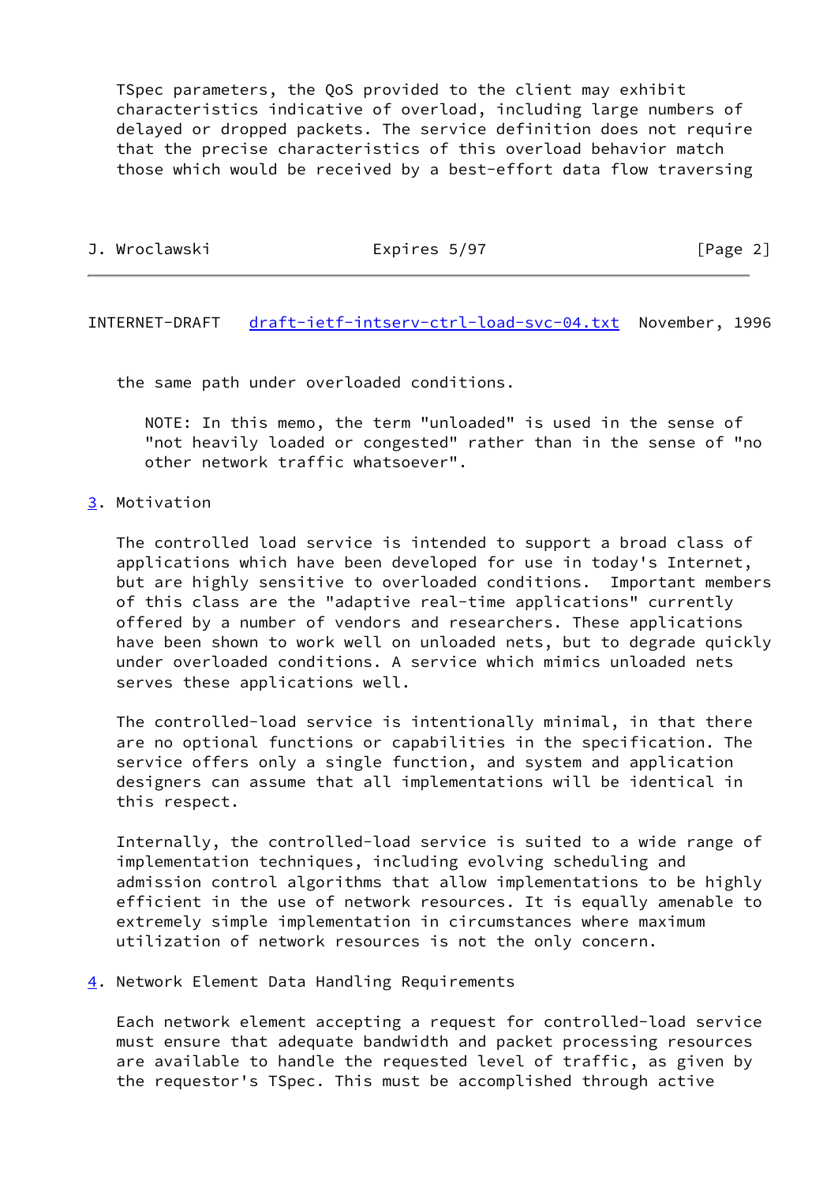TSpec parameters, the QoS provided to the client may exhibit characteristics indicative of overload, including large numbers of delayed or dropped packets. The service definition does not require that the precise characteristics of this overload behavior match those which would be received by a best-effort data flow traversing the same path under overloaded conditions.

NOTE: In this memo, the term "unloaded" is used in the sense of "not heavily loaded or congested" rather than in the sense of "no other network traffic whatsoever".

## 3. Motivation

The controlled load service is intended to support a broad class of applications which have been developed for use in today's Internet, but are highly sensitive to overloaded conditions. Important members of this class are the "adaptive real-time applications" currently offered by a number of vendors and researchers. These applications have been shown to work well on unloaded nets, but to degrade quickly under overloaded conditions. A service which mimics unloaded nets serves these applications well.

The controlled-load service is intentionally minimal, in that there are no optional functions or capabilities in the specification. The service offers only a single function, and system and application designers can assume that all implementations will be identical in this respect.

Internally, the controlled-load service is suited to a wide range of implementation techniques, including evolving scheduling and admission control algorithms that allow implementations to be highly efficient in the use of network resources. It is equally amenable to extremely simple implementation in circumstances where maximum utilization of network resources is not the only concern.

## 4. Network Element Data Handling Requirements

Each network element accepting a request for controlled-load service must ensure that adequate bandwidth and packet processing resources are available to handle the requested level of traffic, as given by the requestor's TSpec. This must be accomplished through active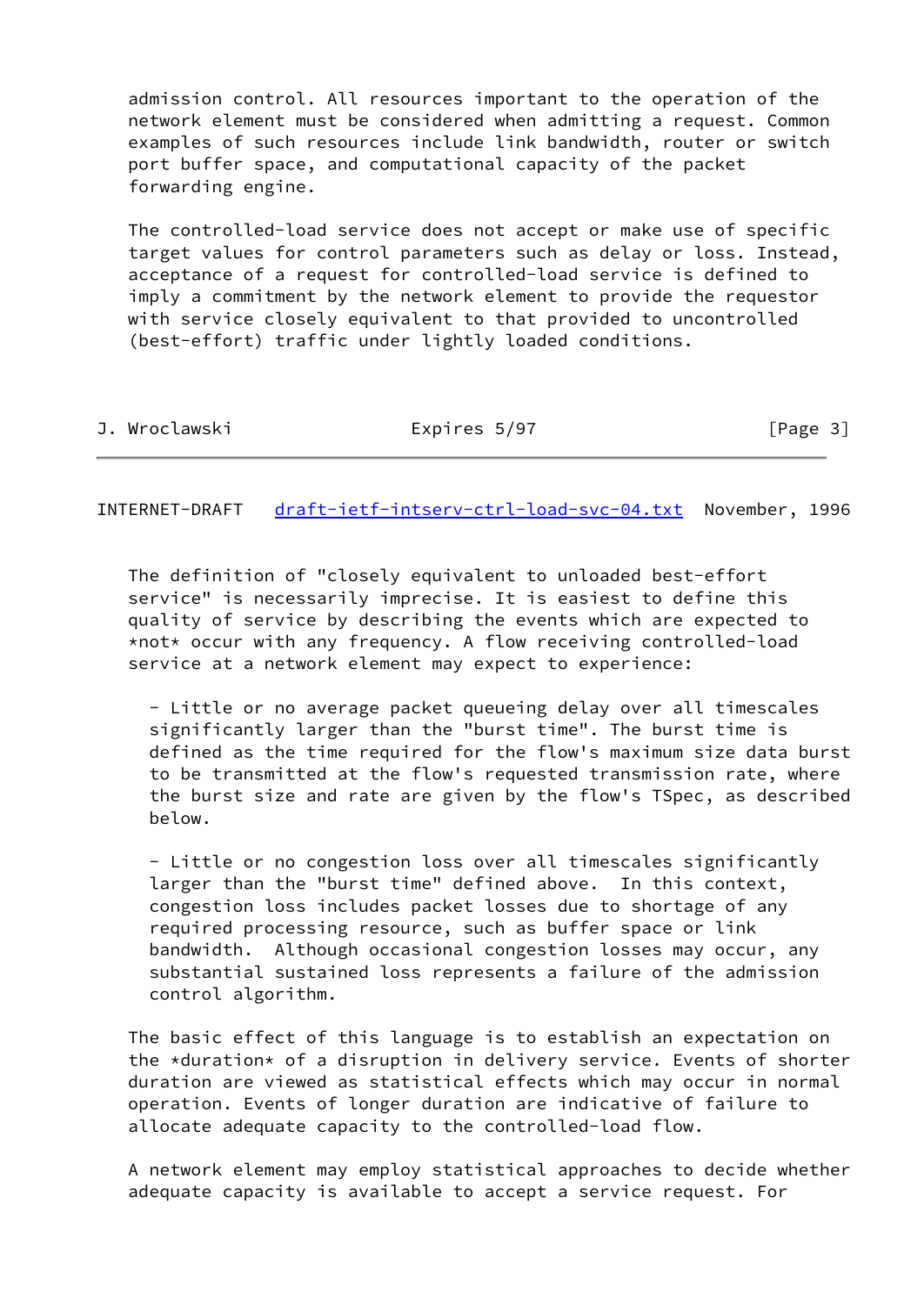admission control. All resources important to the operation of the network element must be considered when admitting a request. Common examples of such resources include link bandwidth, router or switch port buffer space, and computational capacity of the packet forwarding engine.

The controlled-load service does not accept or make use of specific target values for control parameters such as delay or loss. Instead, acceptance of a request for controlled-load service is defined to imply a commitment by the network element to provide the requestor with service closely equivalent to that provided to uncontrolled (best-effort) traffic under lightly loaded conditions.

The definition of "closely equivalent to unloaded best-effort service" is necessarily imprecise. It is easiest to define this quality of service by describing the events which are expected to *not* occur with any frequency. A flow receiving controlled-load service at a network element may expect to experience:

- Little or no average packet queueing delay over all timescales significantly larger than the "burst time". The burst time is defined as the time required for the flow's maximum size data burst to be transmitted at the flow's requested transmission rate, where the burst size and rate are given by the flow's TSpec, as described below.

- Little or no congestion loss over all timescales significantly larger than the "burst time" defined above. In this context, congestion loss includes packet losses due to shortage of any required processing resource, such as buffer space or link bandwidth. Although occasional congestion losses may occur, any substantial sustained loss represents a failure of the admission control algorithm.

The basic effect of this language is to establish an expectation on the *duration* of a disruption in delivery service. Events of shorter duration are viewed as statistical effects which may occur in normal operation. Events of longer duration are indicative of failure to allocate adequate capacity to the controlled-load flow.

A network element may employ statistical approaches to decide whether adequate capacity is available to accept a service request. For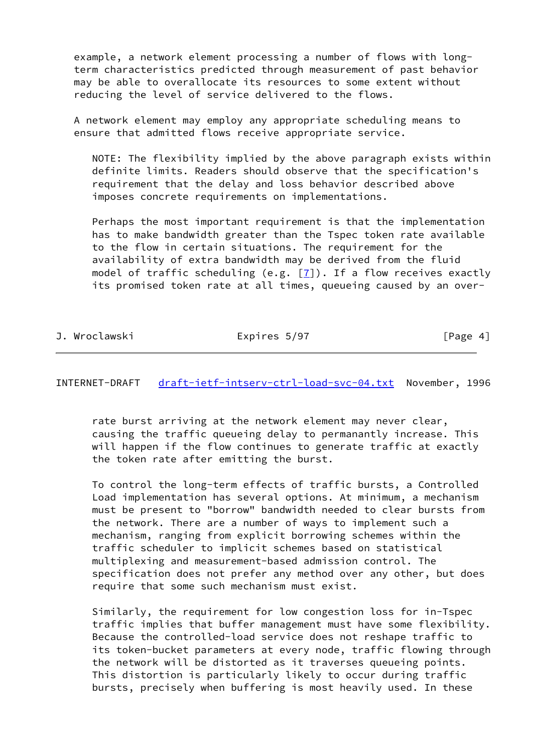example, a network element processing a number of flows with long-term characteristics predicted through measurement of past behavior may be able to overallocate its resources to some extent without reducing the level of service delivered to the flows.

A network element may employ any appropriate scheduling means to ensure that admitted flows receive appropriate service.

NOTE: The flexibility implied by the above paragraph exists within definite limits. Readers should observe that the specification's requirement that the delay and loss behavior described above imposes concrete requirements on implementations.

Perhaps the most important requirement is that the implementation has to make bandwidth greater than the Tspec token rate available to the flow in certain situations. The requirement for the availability of extra bandwidth may be derived from the fluid model of traffic scheduling (e.g. [7]). If a flow receives exactly its promised token rate at all times, queueing caused by an over-rate burst arriving at the network element may never clear, causing the traffic queueing delay to permanantly increase. This will happen if the flow continues to generate traffic at exactly the token rate after emitting the burst.

To control the long-term effects of traffic bursts, a Controlled Load implementation has several options. At minimum, a mechanism must be present to "borrow" bandwidth needed to clear bursts from the network. There are a number of ways to implement such a mechanism, ranging from explicit borrowing schemes within the traffic scheduler to implicit schemes based on statistical multiplexing and measurement-based admission control. The specification does not prefer any method over any other, but does require that some such mechanism must exist.

Similarly, the requirement for low congestion loss for in-Tspec traffic implies that buffer management must have some flexibility. Because the controlled-load service does not reshape traffic to its token-bucket parameters at every node, traffic flowing through the network will be distorted as it traverses queueing points. This distortion is particularly likely to occur during traffic bursts, precisely when buffering is most heavily used. In these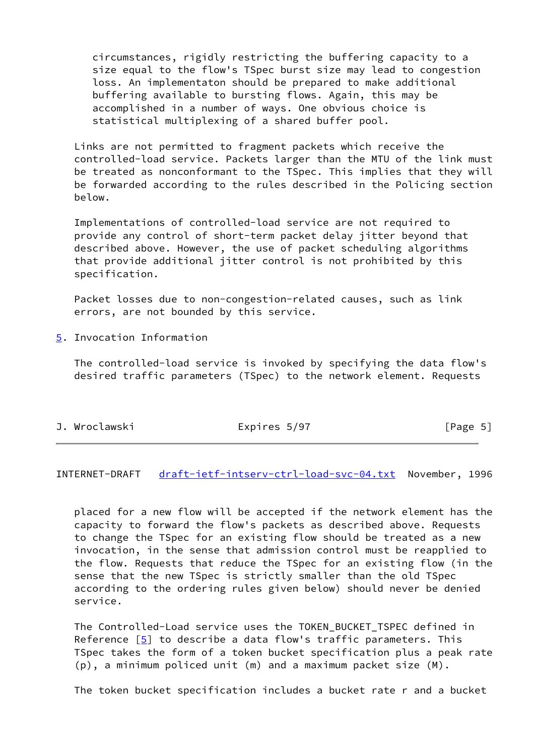circumstances, rigidly restricting the buffering capacity to a size equal to the flow's TSpec burst size may lead to congestion loss. An implementaton should be prepared to make additional buffering available to bursting flows. Again, this may be accomplished in a number of ways. One obvious choice is statistical multiplexing of a shared buffer pool.

Links are not permitted to fragment packets which receive the controlled-load service. Packets larger than the MTU of the link must be treated as nonconformant to the TSpec. This implies that they will be forwarded according to the rules described in the Policing section below.

Implementations of controlled-load service are not required to provide any control of short-term packet delay jitter beyond that described above. However, the use of packet scheduling algorithms that provide additional jitter control is not prohibited by this specification.

Packet losses due to non-congestion-related causes, such as link errors, are not bounded by this service.

## 5. Invocation Information

The controlled-load service is invoked by specifying the data flow's desired traffic parameters (TSpec) to the network element. Requests placed for a new flow will be accepted if the network element has the capacity to forward the flow's packets as described above. Requests to change the TSpec for an existing flow should be treated as a new invocation, in the sense that admission control must be reapplied to the flow. Requests that reduce the TSpec for an existing flow (in the sense that the new TSpec is strictly smaller than the old TSpec according to the ordering rules given below) should never be denied service.

The Controlled-Load service uses the TOKEN_BUCKET_TSPEC defined in Reference [5] to describe a data flow's traffic parameters. This TSpec takes the form of a token bucket specification plus a peak rate (p), a minimum policed unit (m) and a maximum packet size (M).

The token bucket specification includes a bucket rate r and a bucket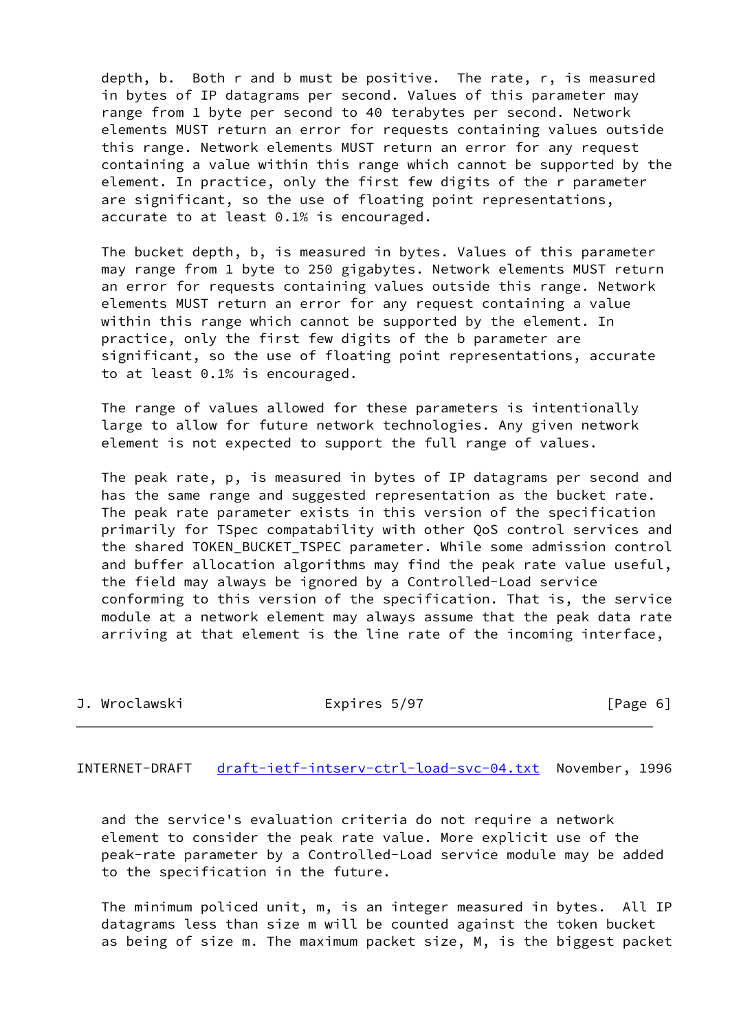depth, b. Both r and b must be positive. The rate, r, is measured in bytes of IP datagrams per second. Values of this parameter may range from 1 byte per second to 40 terabytes per second. Network elements MUST return an error for requests containing values outside this range. Network elements MUST return an error for any request containing a value within this range which cannot be supported by the element. In practice, only the first few digits of the r parameter are significant, so the use of floating point representations, accurate to at least 0.1% is encouraged.

The bucket depth, b, is measured in bytes. Values of this parameter may range from 1 byte to 250 gigabytes. Network elements MUST return an error for requests containing values outside this range. Network elements MUST return an error for any request containing a value within this range which cannot be supported by the element. In practice, only the first few digits of the b parameter are significant, so the use of floating point representations, accurate to at least 0.1% is encouraged.

The range of values allowed for these parameters is intentionally large to allow for future network technologies. Any given network element is not expected to support the full range of values.

The peak rate, p, is measured in bytes of IP datagrams per second and has the same range and suggested representation as the bucket rate. The peak rate parameter exists in this version of the specification primarily for TSpec compatability with other QoS control services and the shared TOKEN_BUCKET_TSPEC parameter. While some admission control and buffer allocation algorithms may find the peak rate value useful, the field may always be ignored by a Controlled-Load service conforming to this version of the specification. That is, the service module at a network element may always assume that the peak data rate arriving at that element is the line rate of the incoming interface, and the service's evaluation criteria do not require a network element to consider the peak rate value. More explicit use of the peak-rate parameter by a Controlled-Load service module may be added to the specification in the future.

The minimum policed unit, m, is an integer measured in bytes. All IP datagrams less than size m will be counted against the token bucket as being of size m. The maximum packet size, M, is the biggest packet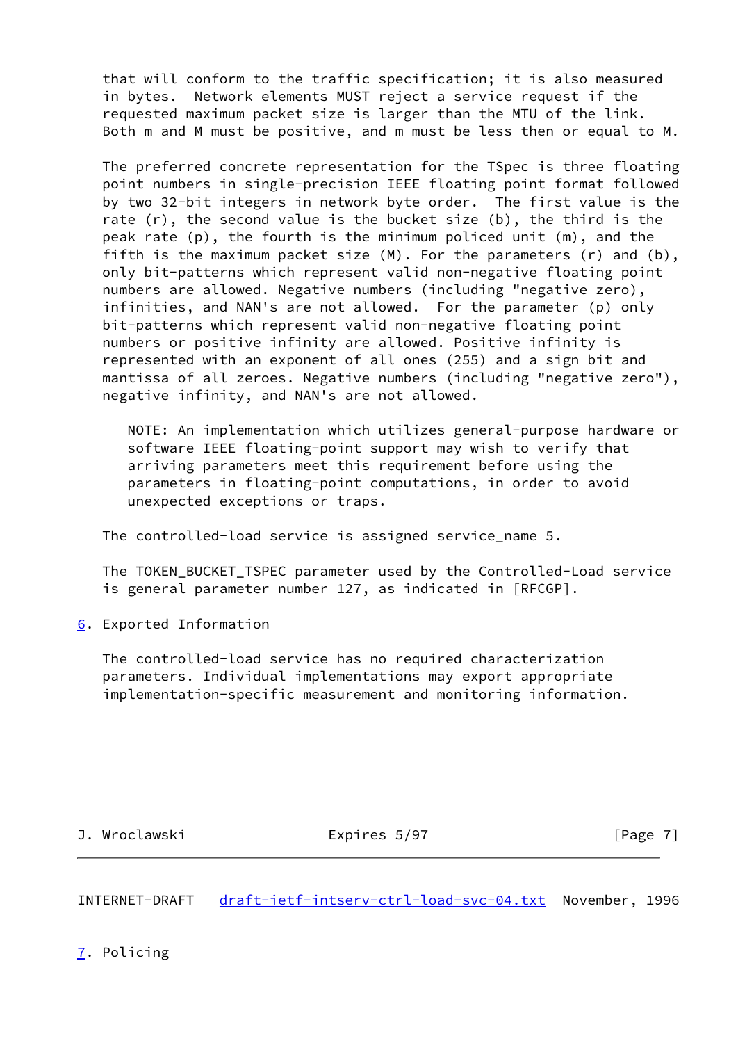that will conform to the traffic specification; it is also measured in bytes. Network elements MUST reject a service request if the requested maximum packet size is larger than the MTU of the link. Both m and M must be positive, and m must be less then or equal to M.

The preferred concrete representation for the TSpec is three floating point numbers in single-precision IEEE floating point format followed by two 32-bit integers in network byte order. The first value is the rate (r), the second value is the bucket size (b), the third is the peak rate (p), the fourth is the minimum policed unit (m), and the fifth is the maximum packet size (M). For the parameters (r) and (b), only bit-patterns which represent valid non-negative floating point numbers are allowed. Negative numbers (including "negative zero), infinities, and NAN's are not allowed. For the parameter (p) only bit-patterns which represent valid non-negative floating point numbers or positive infinity are allowed. Positive infinity is represented with an exponent of all ones (255) and a sign bit and mantissa of all zeroes. Negative numbers (including "negative zero"), negative infinity, and NAN's are not allowed.

> NOTE: An implementation which utilizes general-purpose hardware or software IEEE floating-point support may wish to verify that arriving parameters meet this requirement before using the parameters in floating-point computations, in order to avoid unexpected exceptions or traps.

The controlled-load service is assigned service_name 5.

The TOKEN_BUCKET_TSPEC parameter used by the Controlled-Load service is general parameter number 127, as indicated in [RFCGP].

## 6. Exported Information

The controlled-load service has no required characterization parameters. Individual implementations may export appropriate implementation-specific measurement and monitoring information.

## 7. Policing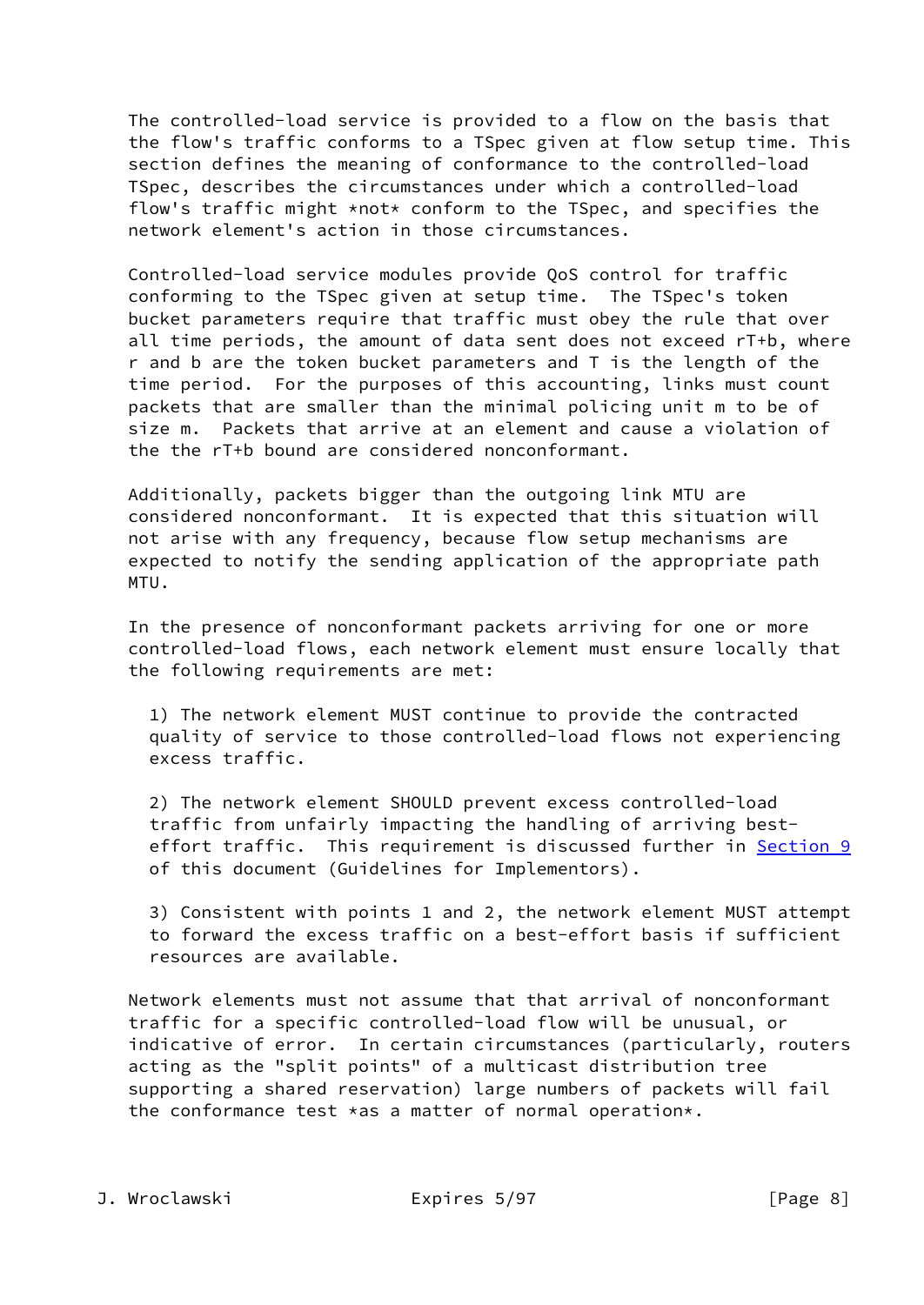The controlled-load service is provided to a flow on the basis that the flow's traffic conforms to a TSpec given at flow setup time. This section defines the meaning of conformance to the controlled-load TSpec, describes the circumstances under which a controlled-load flow's traffic might *not* conform to the TSpec, and specifies the network element's action in those circumstances.

Controlled-load service modules provide QoS control for traffic conforming to the TSpec given at setup time. The TSpec's token bucket parameters require that traffic must obey the rule that over all time periods, the amount of data sent does not exceed $rT+b$, where $r$ and $b$ are the token bucket parameters and $T$ is the length of the time period. For the purposes of this accounting, links must count packets that are smaller than the minimal policing unit $m$ to be of size $m$. Packets that arrive at an element and cause a violation of the the $rT+b$ bound are considered nonconformant.

Additionally, packets bigger than the outgoing link MTU are considered nonconformant. It is expected that this situation will not arise with any frequency, because flow setup mechanisms are expected to notify the sending application of the appropriate path MTU.

In the presence of nonconformant packets arriving for one or more controlled-load flows, each network element must ensure locally that the following requirements are met:

1) The network element MUST continue to provide the contracted quality of service to those controlled-load flows not experiencing excess traffic.

2) The network element SHOULD prevent excess controlled-load traffic from unfairly impacting the handling of arriving best-effort traffic. This requirement is discussed further in Section 9 of this document (Guidelines for Implementors).

3) Consistent with points 1 and 2, the network element MUST attempt to forward the excess traffic on a best-effort basis if sufficient resources are available.

Network elements must not assume that that arrival of nonconformant traffic for a specific controlled-load flow will be unusual, or indicative of error. In certain circumstances (particularly, routers acting as the "split points" of a multicast distribution tree supporting a shared reservation) large numbers of packets will fail the conformance test *as a matter of normal operation*.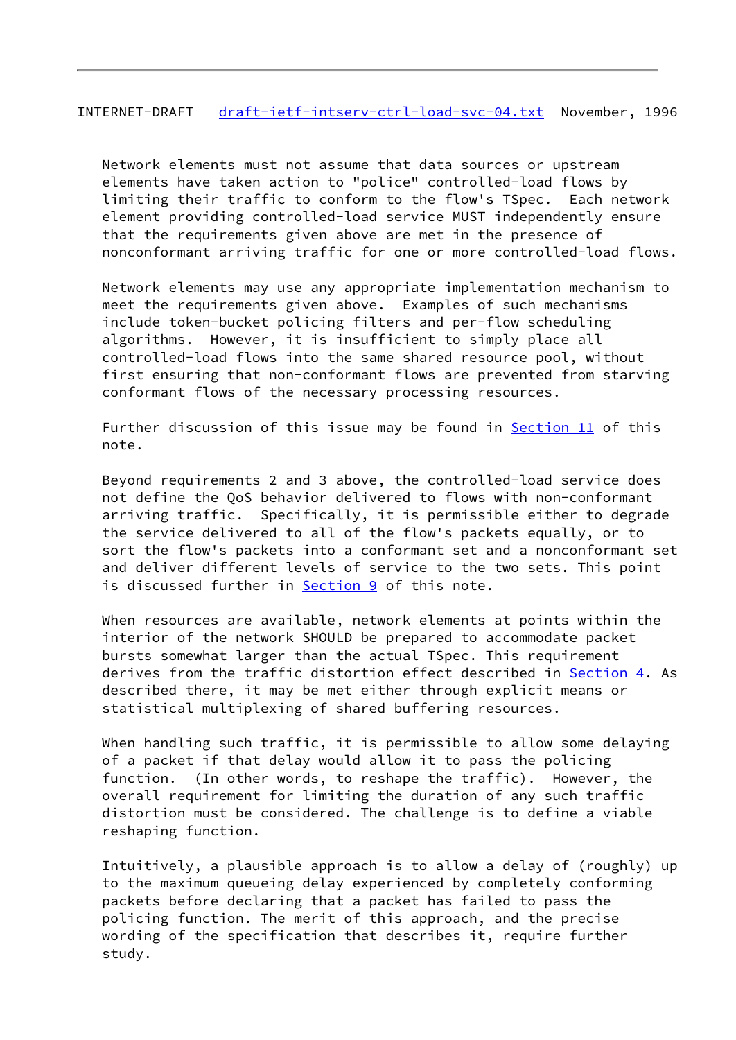Network elements must not assume that data sources or upstream elements have taken action to "police" controlled-load flows by limiting their traffic to conform to the flow's TSpec. Each network element providing controlled-load service MUST independently ensure that the requirements given above are met in the presence of nonconformant arriving traffic for one or more controlled-load flows.

Network elements may use any appropriate implementation mechanism to meet the requirements given above. Examples of such mechanisms include token-bucket policing filters and per-flow scheduling algorithms. However, it is insufficient to simply place all controlled-load flows into the same shared resource pool, without first ensuring that non-conformant flows are prevented from starving conformant flows of the necessary processing resources.

Further discussion of this issue may be found in Section 11 of this note.

Beyond requirements 2 and 3 above, the controlled-load service does not define the QoS behavior delivered to flows with non-conformant arriving traffic. Specifically, it is permissible either to degrade the service delivered to all of the flow's packets equally, or to sort the flow's packets into a conformant set and a nonconformant set and deliver different levels of service to the two sets. This point is discussed further in Section 9 of this note.

When resources are available, network elements at points within the interior of the network SHOULD be prepared to accommodate packet bursts somewhat larger than the actual TSpec. This requirement derives from the traffic distortion effect described in Section 4. As described there, it may be met either through explicit means or statistical multiplexing of shared buffering resources.

When handling such traffic, it is permissible to allow some delaying of a packet if that delay would allow it to pass the policing function. (In other words, to reshape the traffic). However, the overall requirement for limiting the duration of any such traffic distortion must be considered. The challenge is to define a viable reshaping function.

Intuitively, a plausible approach is to allow a delay of (roughly) up to the maximum queueing delay experienced by completely conforming packets before declaring that a packet has failed to pass the policing function. The merit of this approach, and the precise wording of the specification that describes it, require further study.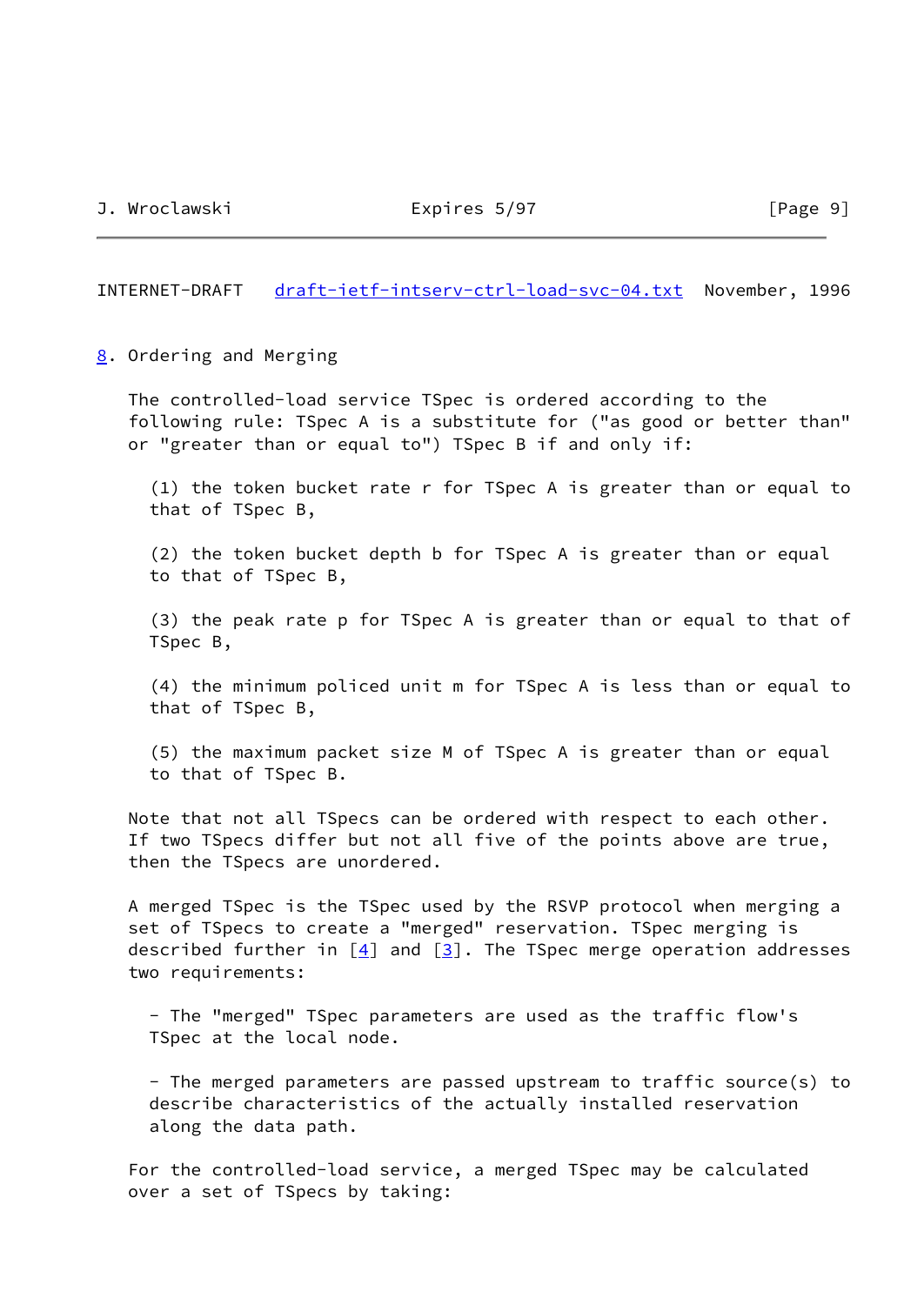## 8. Ordering and Merging

The controlled-load service TSpec is ordered according to the following rule: TSpec A is a substitute for ("as good or better than" or "greater than or equal to") TSpec B if and only if:

(1) the token bucket rate r for TSpec A is greater than or equal to that of TSpec B,

(2) the token bucket depth b for TSpec A is greater than or equal to that of TSpec B,

(3) the peak rate p for TSpec A is greater than or equal to that of TSpec B,

(4) the minimum policed unit m for TSpec A is less than or equal to that of TSpec B,

(5) the maximum packet size M of TSpec A is greater than or equal to that of TSpec B.

Note that not all TSpecs can be ordered with respect to each other. If two TSpecs differ but not all five of the points above are true, then the TSpecs are unordered.

A merged TSpec is the TSpec used by the RSVP protocol when merging a set of TSpecs to create a "merged" reservation. TSpec merging is described further in [4] and [3]. The TSpec merge operation addresses two requirements:

- The "merged" TSpec parameters are used as the traffic flow's TSpec at the local node.

- The merged parameters are passed upstream to traffic source(s) to describe characteristics of the actually installed reservation along the data path.

For the controlled-load service, a merged TSpec may be calculated over a set of TSpecs by taking: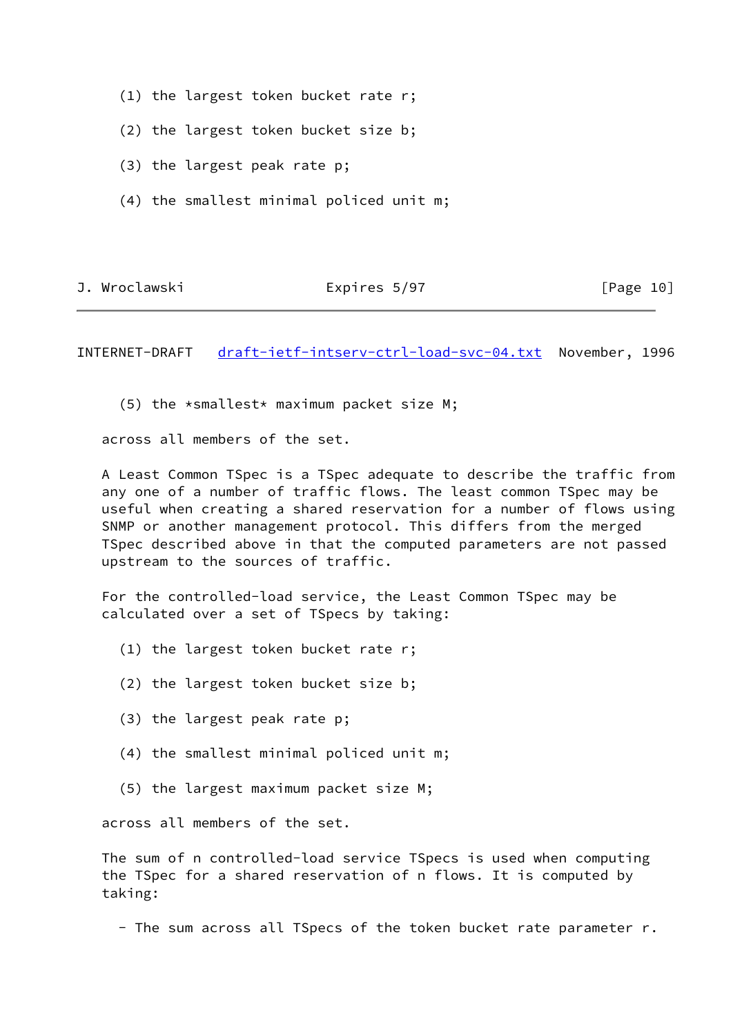(1) the largest token bucket rate r;

(2) the largest token bucket size b;

(3) the largest peak rate p;

(4) the smallest minimal policed unit m;

(5) the *smallest* maximum packet size M;

across all members of the set.

A Least Common TSpec is a TSpec adequate to describe the traffic from any one of a number of traffic flows. The least common TSpec may be useful when creating a shared reservation for a number of flows using SNMP or another management protocol. This differs from the merged TSpec described above in that the computed parameters are not passed upstream to the sources of traffic.

For the controlled-load service, the Least Common TSpec may be calculated over a set of TSpecs by taking:

(1) the largest token bucket rate r;

(2) the largest token bucket size b;

(3) the largest peak rate p;

(4) the smallest minimal policed unit m;

(5) the largest maximum packet size M;

across all members of the set.

The sum of n controlled-load service TSpecs is used when computing the TSpec for a shared reservation of n flows. It is computed by taking:

- The sum across all TSpecs of the token bucket rate parameter r.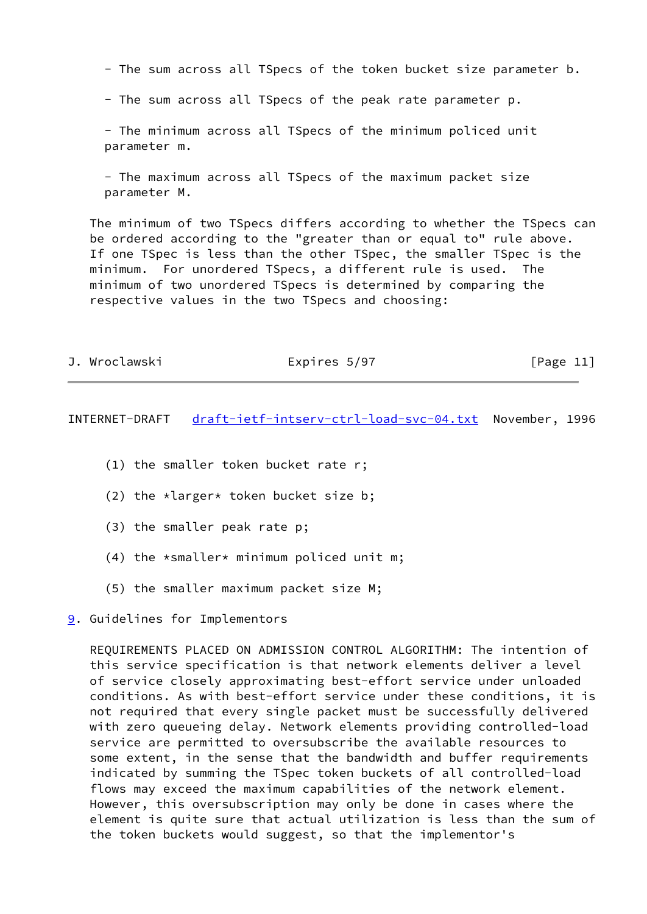- The sum across all TSpecs of the token bucket size parameter b.

- The sum across all TSpecs of the peak rate parameter p.

- The minimum across all TSpecs of the minimum policed unit parameter m.

- The maximum across all TSpecs of the maximum packet size parameter M.

The minimum of two TSpecs differs according to whether the TSpecs can be ordered according to the "greater than or equal to" rule above. If one TSpec is less than the other TSpec, the smaller TSpec is the minimum. For unordered TSpecs, a different rule is used. The minimum of two unordered TSpecs is determined by comparing the respective values in the two TSpecs and choosing:

(1) the smaller token bucket rate r;

(2) the *larger* token bucket size b;

(3) the smaller peak rate p;

(4) the *smaller* minimum policed unit m;

(5) the smaller maximum packet size M;

## 9. Guidelines for Implementors

REQUIREMENTS PLACED ON ADMISSION CONTROL ALGORITHM: The intention of this service specification is that network elements deliver a level of service closely approximating best-effort service under unloaded conditions. As with best-effort service under these conditions, it is not required that every single packet must be successfully delivered with zero queueing delay. Network elements providing controlled-load service are permitted to oversubscribe the available resources to some extent, in the sense that the bandwidth and buffer requirements indicated by summing the TSpec token buckets of all controlled-load flows may exceed the maximum capabilities of the network element. However, this oversubscription may only be done in cases where the element is quite sure that actual utilization is less than the sum of the token buckets would suggest, so that the implementor's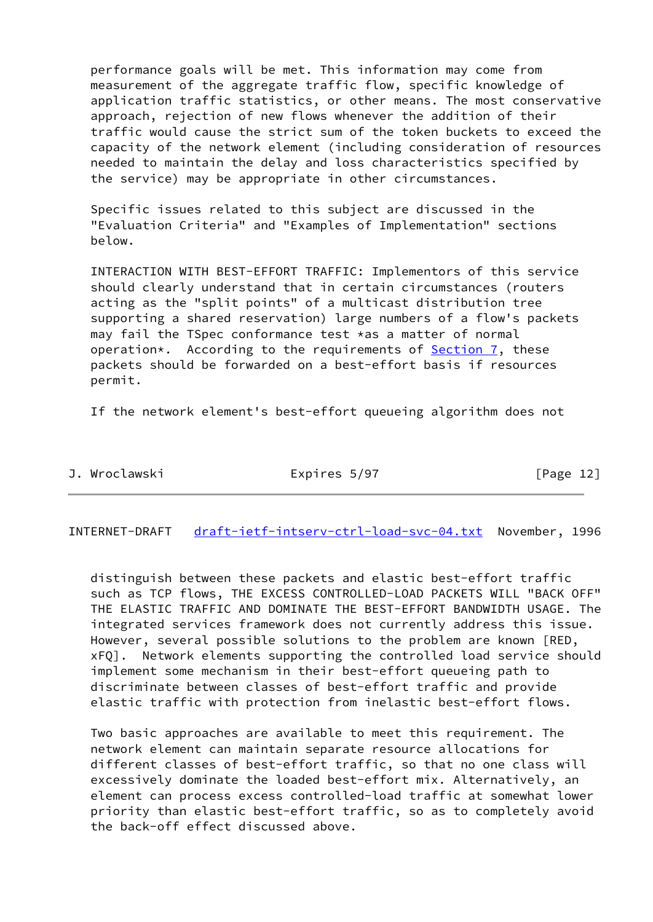performance goals will be met. This information may come from measurement of the aggregate traffic flow, specific knowledge of application traffic statistics, or other means. The most conservative approach, rejection of new flows whenever the addition of their traffic would cause the strict sum of the token buckets to exceed the capacity of the network element (including consideration of resources needed to maintain the delay and loss characteristics specified by the service) may be appropriate in other circumstances.

Specific issues related to this subject are discussed in the "Evaluation Criteria" and "Examples of Implementation" sections below.

INTERACTION WITH BEST-EFFORT TRAFFIC: Implementors of this service should clearly understand that in certain circumstances (routers acting as the "split points" of a multicast distribution tree supporting a shared reservation) large numbers of a flow's packets may fail the TSpec conformance test *as a matter of normal operation*. According to the requirements of Section 7, these packets should be forwarded on a best-effort basis if resources permit.

If the network element's best-effort queueing algorithm does not distinguish between these packets and elastic best-effort traffic such as TCP flows, THE EXCESS CONTROLLED-LOAD PACKETS WILL "BACK OFF" THE ELASTIC TRAFFIC AND DOMINATE THE BEST-EFFORT BANDWIDTH USAGE. The integrated services framework does not currently address this issue. However, several possible solutions to the problem are known [RED, xFQ]. Network elements supporting the controlled load service should implement some mechanism in their best-effort queueing path to discriminate between classes of best-effort traffic and provide elastic traffic with protection from inelastic best-effort flows.

Two basic approaches are available to meet this requirement. The network element can maintain separate resource allocations for different classes of best-effort traffic, so that no one class will excessively dominate the loaded best-effort mix. Alternatively, an element can process excess controlled-load traffic at somewhat lower priority than elastic best-effort traffic, so as to completely avoid the back-off effect discussed above.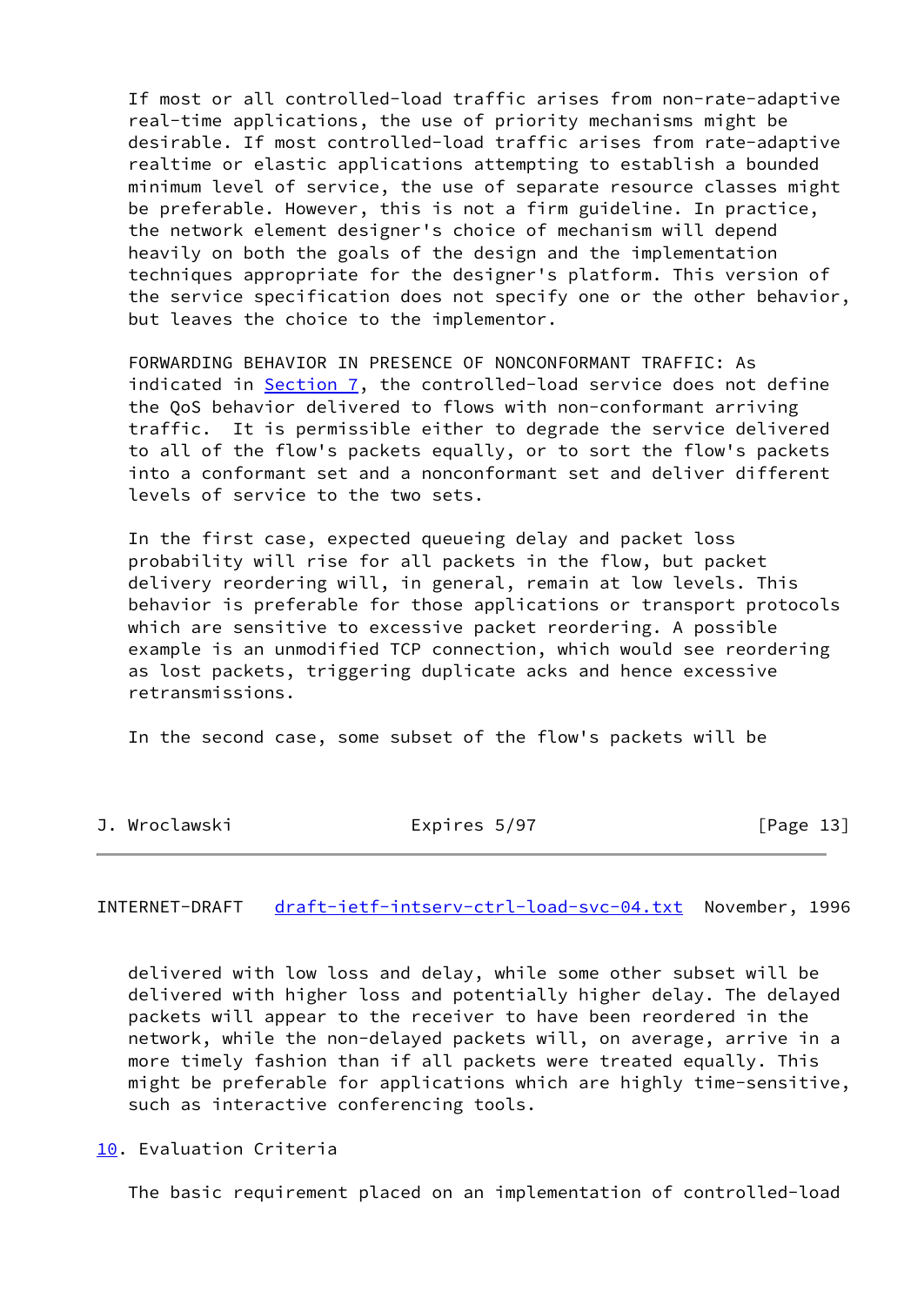If most or all controlled-load traffic arises from non-rate-adaptive real-time applications, the use of priority mechanisms might be desirable. If most controlled-load traffic arises from rate-adaptive realtime or elastic applications attempting to establish a bounded minimum level of service, the use of separate resource classes might be preferable. However, this is not a firm guideline. In practice, the network element designer's choice of mechanism will depend heavily on both the goals of the design and the implementation techniques appropriate for the designer's platform. This version of the service specification does not specify one or the other behavior, but leaves the choice to the implementor.

FORWARDING BEHAVIOR IN PRESENCE OF NONCONFORMANT TRAFFIC: As indicated in Section 7, the controlled-load service does not define the QoS behavior delivered to flows with non-conformant arriving traffic. It is permissible either to degrade the service delivered to all of the flow's packets equally, or to sort the flow's packets into a conformant set and a nonconformant set and deliver different levels of service to the two sets.

In the first case, expected queueing delay and packet loss probability will rise for all packets in the flow, but packet delivery reordering will, in general, remain at low levels. This behavior is preferable for those applications or transport protocols which are sensitive to excessive packet reordering. A possible example is an unmodified TCP connection, which would see reordering as lost packets, triggering duplicate acks and hence excessive retransmissions.

In the second case, some subset of the flow's packets will be delivered with low loss and delay, while some other subset will be delivered with higher loss and potentially higher delay. The delayed packets will appear to the receiver to have been reordered in the network, while the non-delayed packets will, on average, arrive in a more timely fashion than if all packets were treated equally. This might be preferable for applications which are highly time-sensitive, such as interactive conferencing tools.

## 10. Evaluation Criteria

The basic requirement placed on an implementation of controlled-load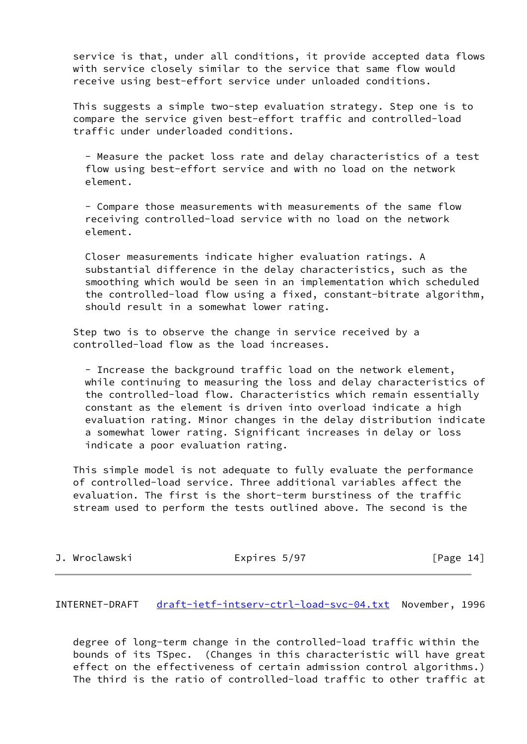service is that, under all conditions, it provide accepted data flows with service closely similar to the service that same flow would receive using best-effort service under unloaded conditions.

This suggests a simple two-step evaluation strategy. Step one is to compare the service given best-effort traffic and controlled-load traffic under underloaded conditions.

- Measure the packet loss rate and delay characteristics of a test flow using best-effort service and with no load on the network element.

- Compare those measurements with measurements of the same flow receiving controlled-load service with no load on the network element.

Closer measurements indicate higher evaluation ratings. A substantial difference in the delay characteristics, such as the smoothing which would be seen in an implementation which scheduled the controlled-load flow using a fixed, constant-bitrate algorithm, should result in a somewhat lower rating.

Step two is to observe the change in service received by a controlled-load flow as the load increases.

- Increase the background traffic load on the network element, while continuing to measuring the loss and delay characteristics of the controlled-load flow. Characteristics which remain essentially constant as the element is driven into overload indicate a high evaluation rating. Minor changes in the delay distribution indicate a somewhat lower rating. Significant increases in delay or loss indicate a poor evaluation rating.

This simple model is not adequate to fully evaluate the performance of controlled-load service. Three additional variables affect the evaluation. The first is the short-term burstiness of the traffic stream used to perform the tests outlined above. The second is the degree of long-term change in the controlled-load traffic within the bounds of its TSpec. (Changes in this characteristic will have great effect on the effectiveness of certain admission control algorithms.) The third is the ratio of controlled-load traffic to other traffic at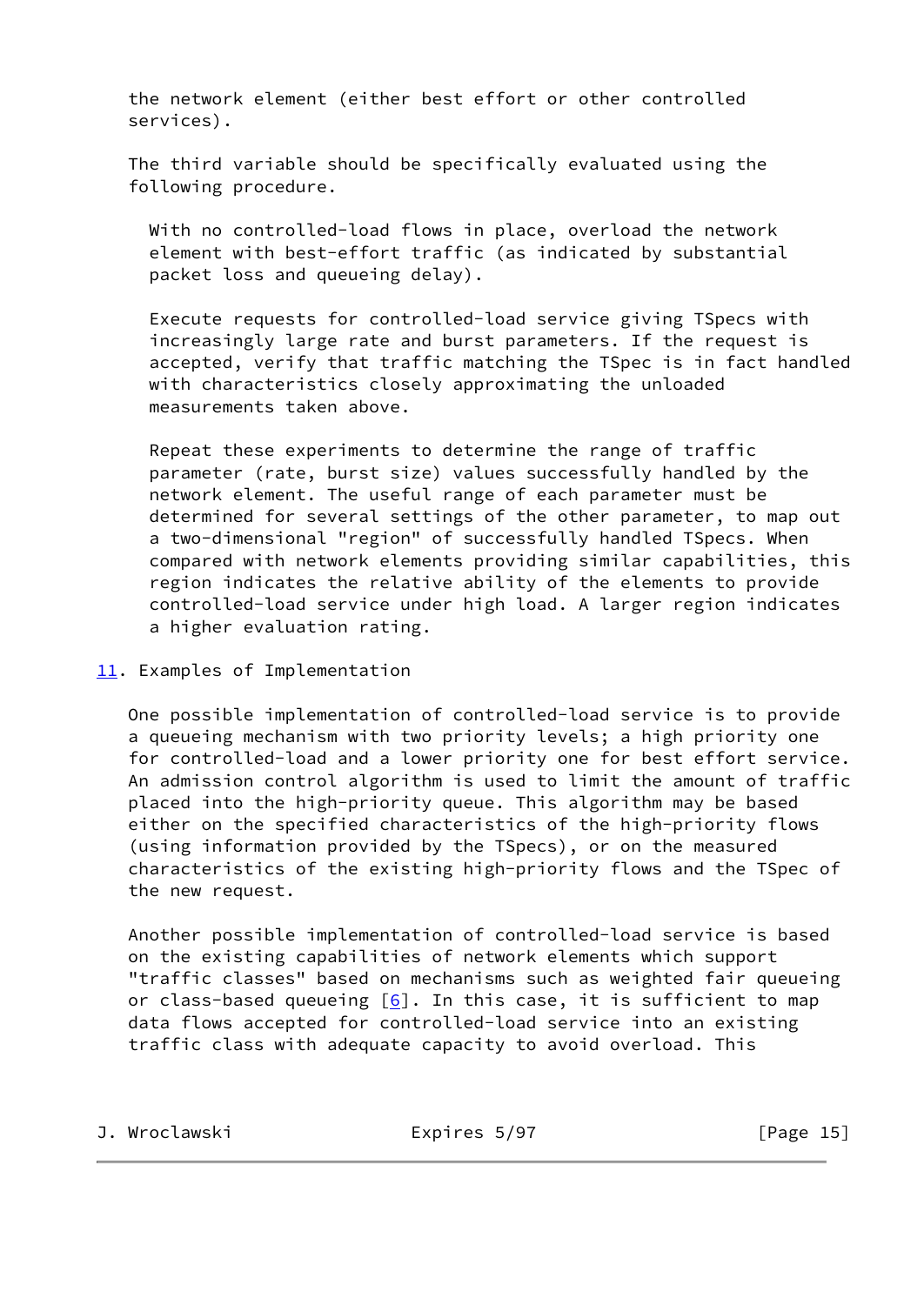the network element (either best effort or other controlled services).

The third variable should be specifically evaluated using the following procedure.

With no controlled-load flows in place, overload the network element with best-effort traffic (as indicated by substantial packet loss and queueing delay).

Execute requests for controlled-load service giving TSpecs with increasingly large rate and burst parameters. If the request is accepted, verify that traffic matching the TSpec is in fact handled with characteristics closely approximating the unloaded measurements taken above.

Repeat these experiments to determine the range of traffic parameter (rate, burst size) values successfully handled by the network element. The useful range of each parameter must be determined for several settings of the other parameter, to map out a two-dimensional "region" of successfully handled TSpecs. When compared with network elements providing similar capabilities, this region indicates the relative ability of the elements to provide controlled-load service under high load. A larger region indicates a higher evaluation rating.

## 11. Examples of Implementation

One possible implementation of controlled-load service is to provide a queueing mechanism with two priority levels; a high priority one for controlled-load and a lower priority one for best effort service. An admission control algorithm is used to limit the amount of traffic placed into the high-priority queue. This algorithm may be based either on the specified characteristics of the high-priority flows (using information provided by the TSpecs), or on the measured characteristics of the existing high-priority flows and the TSpec of the new request.

Another possible implementation of controlled-load service is based on the existing capabilities of network elements which support "traffic classes" based on mechanisms such as weighted fair queueing or class-based queueing [6]. In this case, it is sufficient to map data flows accepted for controlled-load service into an existing traffic class with adequate capacity to avoid overload. This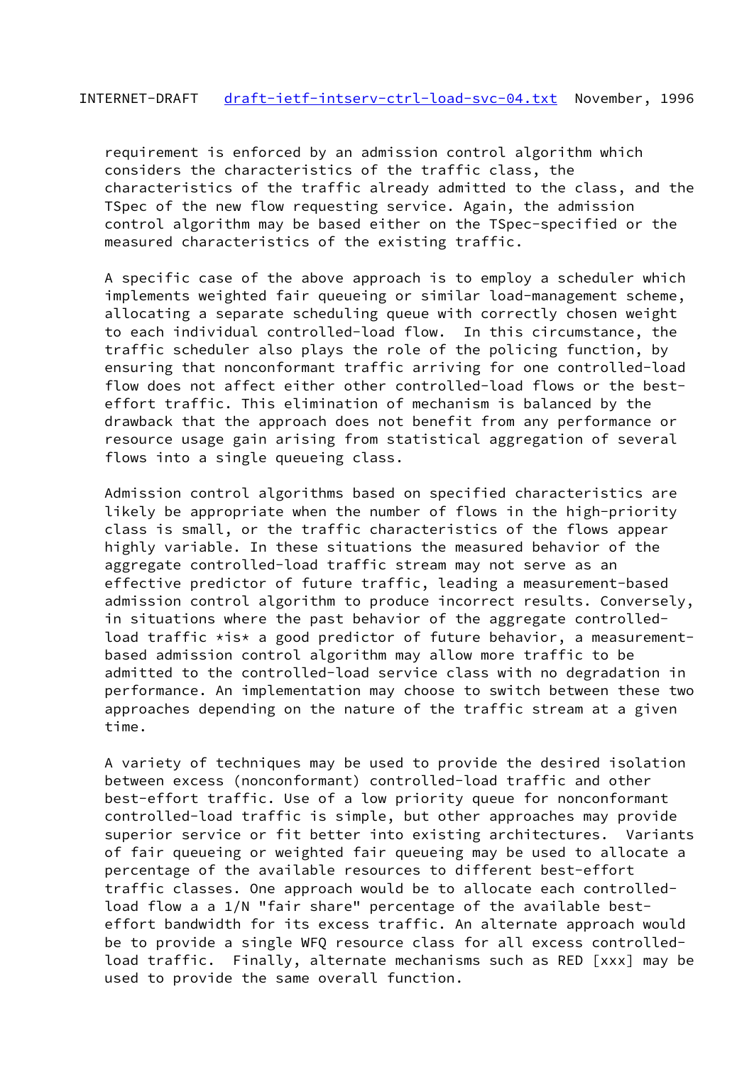requirement is enforced by an admission control algorithm which considers the characteristics of the traffic class, the characteristics of the traffic already admitted to the class, and the TSpec of the new flow requesting service. Again, the admission control algorithm may be based either on the TSpec-specified or the measured characteristics of the existing traffic.

A specific case of the above approach is to employ a scheduler which implements weighted fair queueing or similar load-management scheme, allocating a separate scheduling queue with correctly chosen weight to each individual controlled-load flow. In this circumstance, the traffic scheduler also plays the role of the policing function, by ensuring that nonconformant traffic arriving for one controlled-load flow does not affect either other controlled-load flows or the best-effort traffic. This elimination of mechanism is balanced by the drawback that the approach does not benefit from any performance or resource usage gain arising from statistical aggregation of several flows into a single queueing class.

Admission control algorithms based on specified characteristics are likely be appropriate when the number of flows in the high-priority class is small, or the traffic characteristics of the flows appear highly variable. In these situations the measured behavior of the aggregate controlled-load traffic stream may not serve as an effective predictor of future traffic, leading a measurement-based admission control algorithm to produce incorrect results. Conversely, in situations where the past behavior of the aggregate controlled-load traffic *is* a good predictor of future behavior, a measurement-based admission control algorithm may allow more traffic to be admitted to the controlled-load service class with no degradation in performance. An implementation may choose to switch between these two approaches depending on the nature of the traffic stream at a given time.

A variety of techniques may be used to provide the desired isolation between excess (nonconformant) controlled-load traffic and other best-effort traffic. Use of a low priority queue for nonconformant controlled-load traffic is simple, but other approaches may provide superior service or fit better into existing architectures. Variants of fair queueing or weighted fair queueing may be used to allocate a percentage of the available resources to different best-effort traffic classes. One approach would be to allocate each controlled-load flow a a 1/N "fair share" percentage of the available best-effort bandwidth for its excess traffic. An alternate approach would be to provide a single WFQ resource class for all excess controlled-load traffic. Finally, alternate mechanisms such as RED [xxx] may be used to provide the same overall function.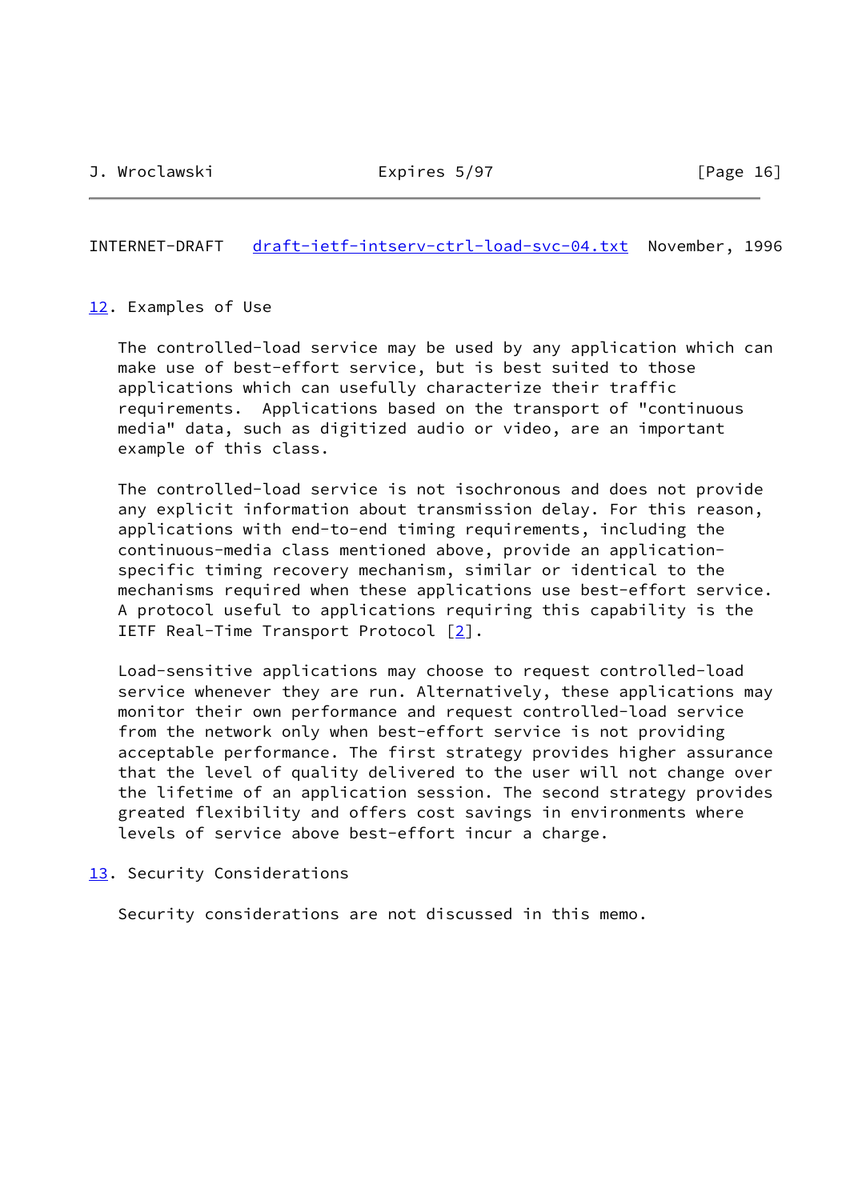## 12. Examples of Use

The controlled-load service may be used by any application which can make use of best-effort service, but is best suited to those applications which can usefully characterize their traffic requirements. Applications based on the transport of "continuous media" data, such as digitized audio or video, are an important example of this class.

The controlled-load service is not isochronous and does not provide any explicit information about transmission delay. For this reason, applications with end-to-end timing requirements, including the continuous-media class mentioned above, provide an application-specific timing recovery mechanism, similar or identical to the mechanisms required when these applications use best-effort service. A protocol useful to applications requiring this capability is the IETF Real-Time Transport Protocol [2].

Load-sensitive applications may choose to request controlled-load service whenever they are run. Alternatively, these applications may monitor their own performance and request controlled-load service from the network only when best-effort service is not providing acceptable performance. The first strategy provides higher assurance that the level of quality delivered to the user will not change over the lifetime of an application session. The second strategy provides greated flexibility and offers cost savings in environments where levels of service above best-effort incur a charge.

## 13. Security Considerations

Security considerations are not discussed in this memo.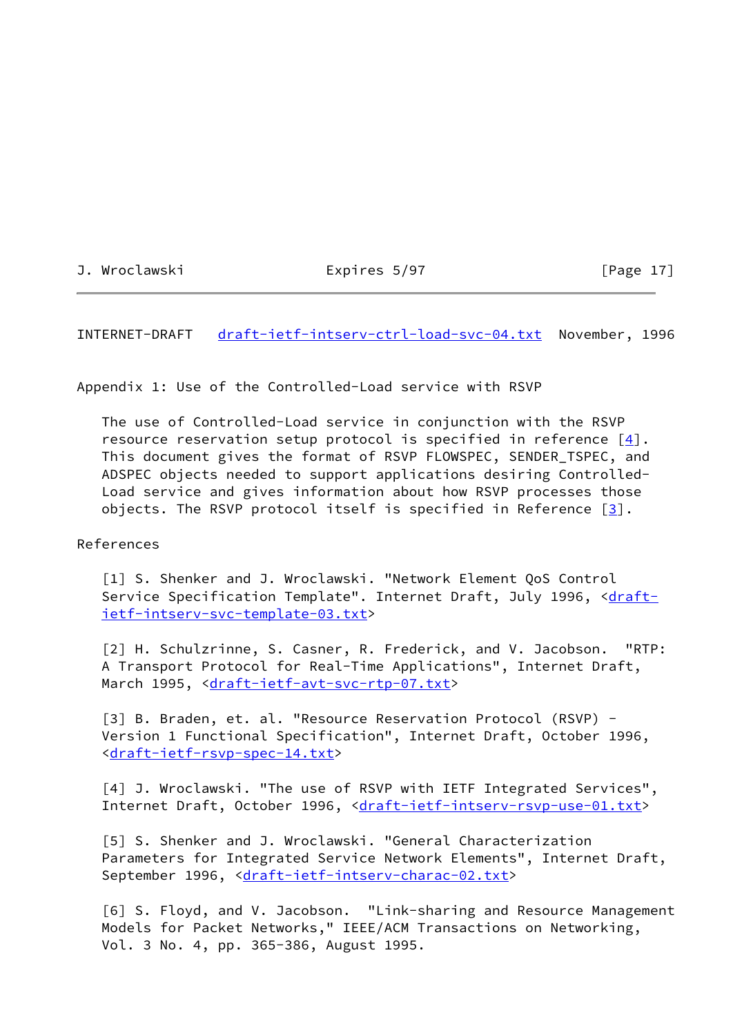## Appendix 1: Use of the Controlled-Load service with RSVP

The use of Controlled-Load service in conjunction with the RSVP resource reservation setup protocol is specified in reference [4]. This document gives the format of RSVP FLOWSPEC, SENDER_TSPEC, and ADSPEC objects needed to support applications desiring Controlled-Load service and gives information about how RSVP processes those objects. The RSVP protocol itself is specified in Reference [3].

## References

[1] S. Shenker and J. Wroclawski. "Network Element QoS Control Service Specification Template". Internet Draft, July 1996, <draft-ietf-intserv-svc-template-03.txt>

[2] H. Schulzrinne, S. Casner, R. Frederick, and V. Jacobson. "RTP: A Transport Protocol for Real-Time Applications", Internet Draft, March 1995, <draft-ietf-avt-svc-rtp-07.txt>

[3] B. Braden, et. al. "Resource Reservation Protocol (RSVP) - Version 1 Functional Specification", Internet Draft, October 1996, <draft-ietf-rsvp-spec-14.txt>

[4] J. Wroclawski. "The use of RSVP with IETF Integrated Services", Internet Draft, October 1996, <draft-ietf-intserv-rsvp-use-01.txt>

[5] S. Shenker and J. Wroclawski. "General Characterization Parameters for Integrated Service Network Elements", Internet Draft, September 1996, <draft-ietf-intserv-charac-02.txt>

[6] S. Floyd, and V. Jacobson. "Link-sharing and Resource Management Models for Packet Networks," IEEE/ACM Transactions on Networking, Vol. 3 No. 4, pp. 365-386, August 1995.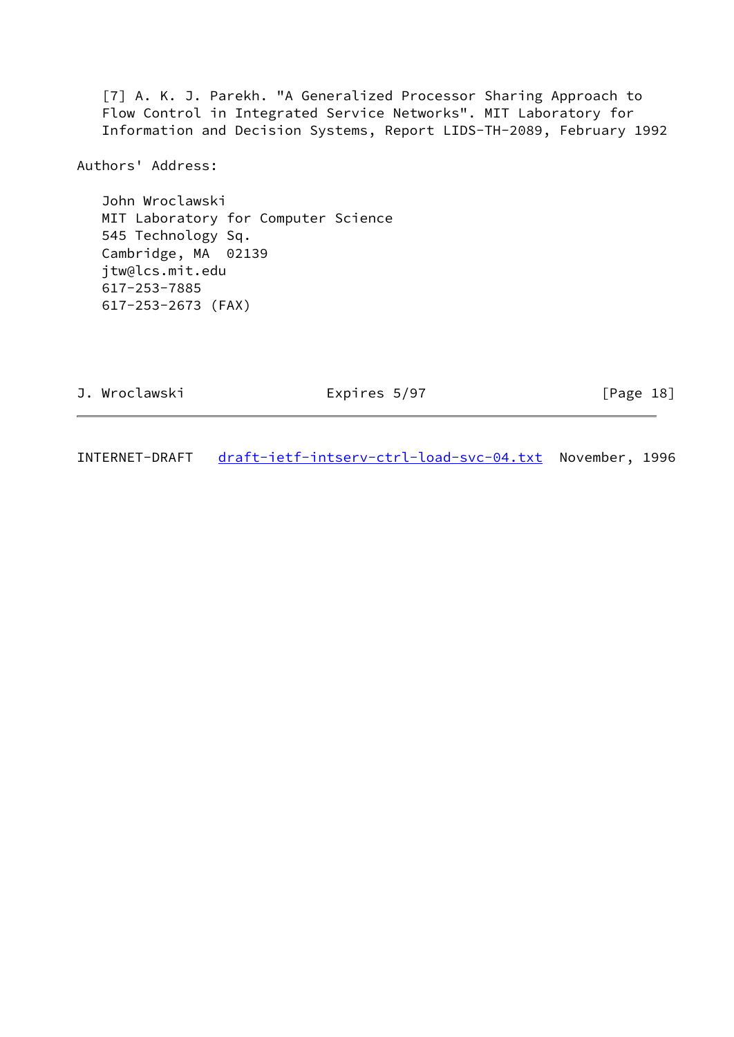[7] A. K. J. Parekh. "A Generalized Processor Sharing Approach to Flow Control in Integrated Service Networks". MIT Laboratory for Information and Decision Systems, Report LIDS-TH-2089, February 1992

Authors' Address:

John Wroclawski
MIT Laboratory for Computer Science
545 Technology Sq.
Cambridge, MA  02139
jtw@lcs.mit.edu
617-253-7885
617-253-2673 (FAX)